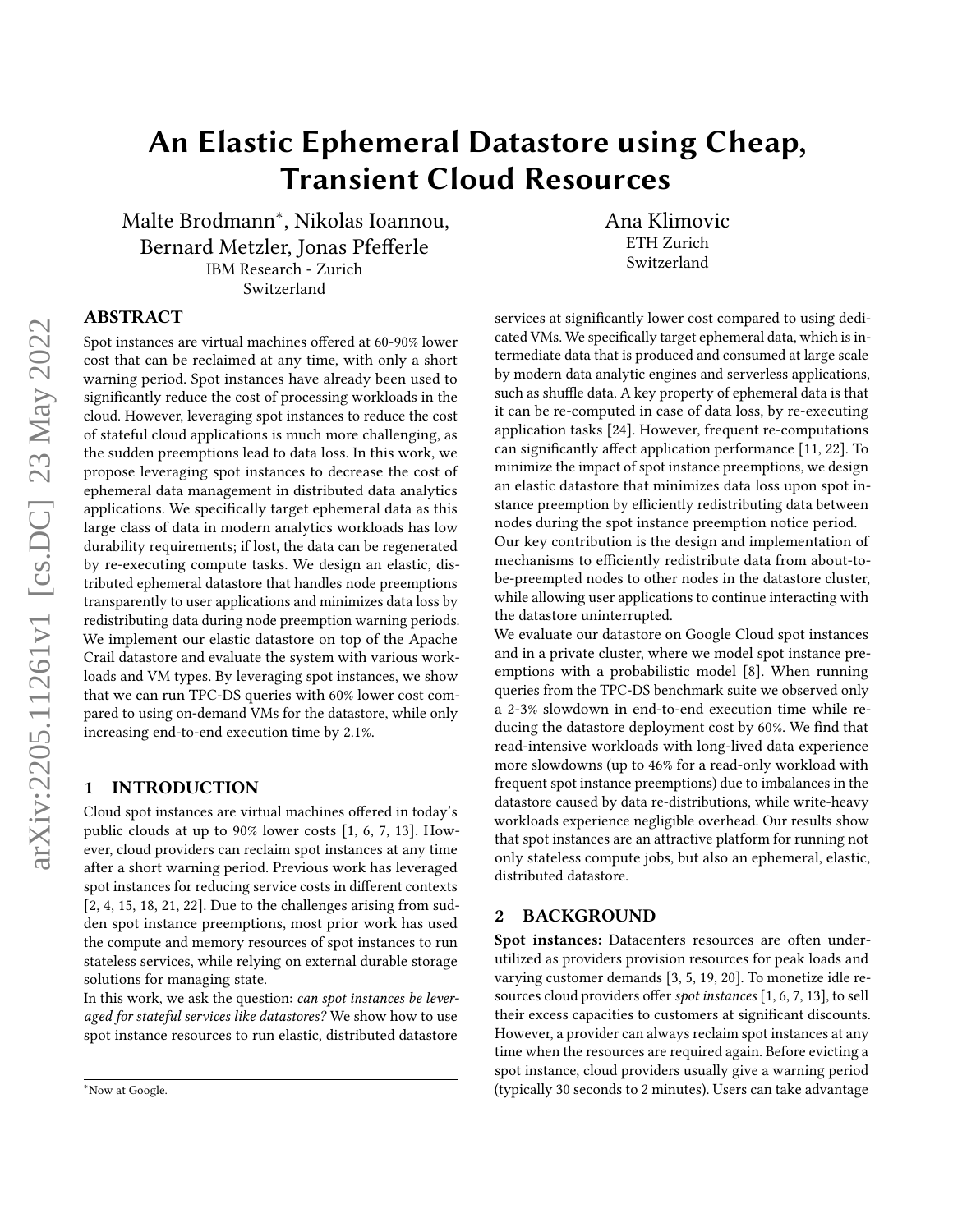# An Elastic Ephemeral Datastore using Cheap, Transient Cloud Resources

Malte Brodmann[*], Nikolas Ioannou, Bernard Metzler, Jonas Pfefferle
IBM Research - Zurich
Switzerland

Ana Klimovic
ETH Zurich
Switzerland

## ABSTRACT

Spot instances are virtual machines offered at 60-90% lower cost that can be reclaimed at any time, with only a short warning period. Spot instances have already been used to significantly reduce the cost of processing workloads in the cloud. However, leveraging spot instances to reduce the cost of stateful cloud applications is much more challenging, as the sudden preemptions lead to data loss. In this work, we propose leveraging spot instances to decrease the cost of ephemeral data management in distributed data analytics applications. We specifically target ephemeral data as this large class of data in modern analytics workloads has low durability requirements; if lost, the data can be regenerated by re-executing compute tasks. We design an elastic, distributed ephemeral datastore that handles node preemptions transparently to user applications and minimizes data loss by redistributing data during node preemption warning periods. We implement our elastic datastore on top of the Apache Crail datastore and evaluate the system with various workloads and VM types. By leveraging spot instances, we show that we can run TPC-DS queries with 60% lower cost compared to using on-demand VMs for the datastore, while only increasing end-to-end execution time by 2.1%.

## 1 INTRODUCTION

Cloud spot instances are virtual machines offered in today's public clouds at up to 90% lower costs [1, 6, 7, 13]. However, cloud providers can reclaim spot instances at any time after a short warning period. Previous work has leveraged spot instances for reducing service costs in different contexts [2, 4, 15, 18, 21, 22]. Due to the challenges arising from sudden spot instance preemptions, most prior work has used the compute and memory resources of spot instances to run stateless services, while relying on external durable storage solutions for managing state.

In this work, we ask the question: *can spot instances be leveraged for stateful services like datastores?* We show how to use spot instance resources to run elastic, distributed datastore services at significantly lower cost compared to using dedicated VMs. We specifically target ephemeral data, which is intermediate data that is produced and consumed at large scale by modern data analytic engines and serverless applications, such as shuffle data. A key property of ephemeral data is that it can be re-computed in case of data loss, by re-executing application tasks [24]. However, frequent re-computations can significantly affect application performance [11, 22]. To minimize the impact of spot instance preemptions, we design an elastic datastore that minimizes data loss upon spot instance preemption by efficiently redistributing data between nodes during the spot instance preemption notice period.

Our key contribution is the design and implementation of mechanisms to efficiently redistribute data from about-to-be-preempted nodes to other nodes in the datastore cluster, while allowing user applications to continue interacting with the datastore uninterrupted.

We evaluate our datastore on Google Cloud spot instances and in a private cluster, where we model spot instance preemptions with a probabilistic model [8]. When running queries from the TPC-DS benchmark suite we observed only a 2-3% slowdown in end-to-end execution time while reducing the datastore deployment cost by 60%. We find that read-intensive workloads with long-lived data experience more slowdowns (up to 46% for a read-only workload with frequent spot instance preemptions) due to imbalances in the datastore caused by data re-distributions, while write-heavy workloads experience negligible overhead. Our results show that spot instances are an attractive platform for running not only stateless compute jobs, but also an ephemeral, elastic, distributed datastore.

## 2 BACKGROUND

**Spot instances:** Datacenters resources are often underutilized as providers provision resources for peak loads and varying customer demands [3, 5, 19, 20]. To monetize idle resources cloud providers offer *spot instances* [1, 6, 7, 13], to sell their excess capacities to customers at significant discounts. However, a provider can always reclaim spot instances at any time when the resources are required again. Before evicting a spot instance, cloud providers usually give a warning period (typically 30 seconds to 2 minutes). Users can take advantage

[*] Now at Google.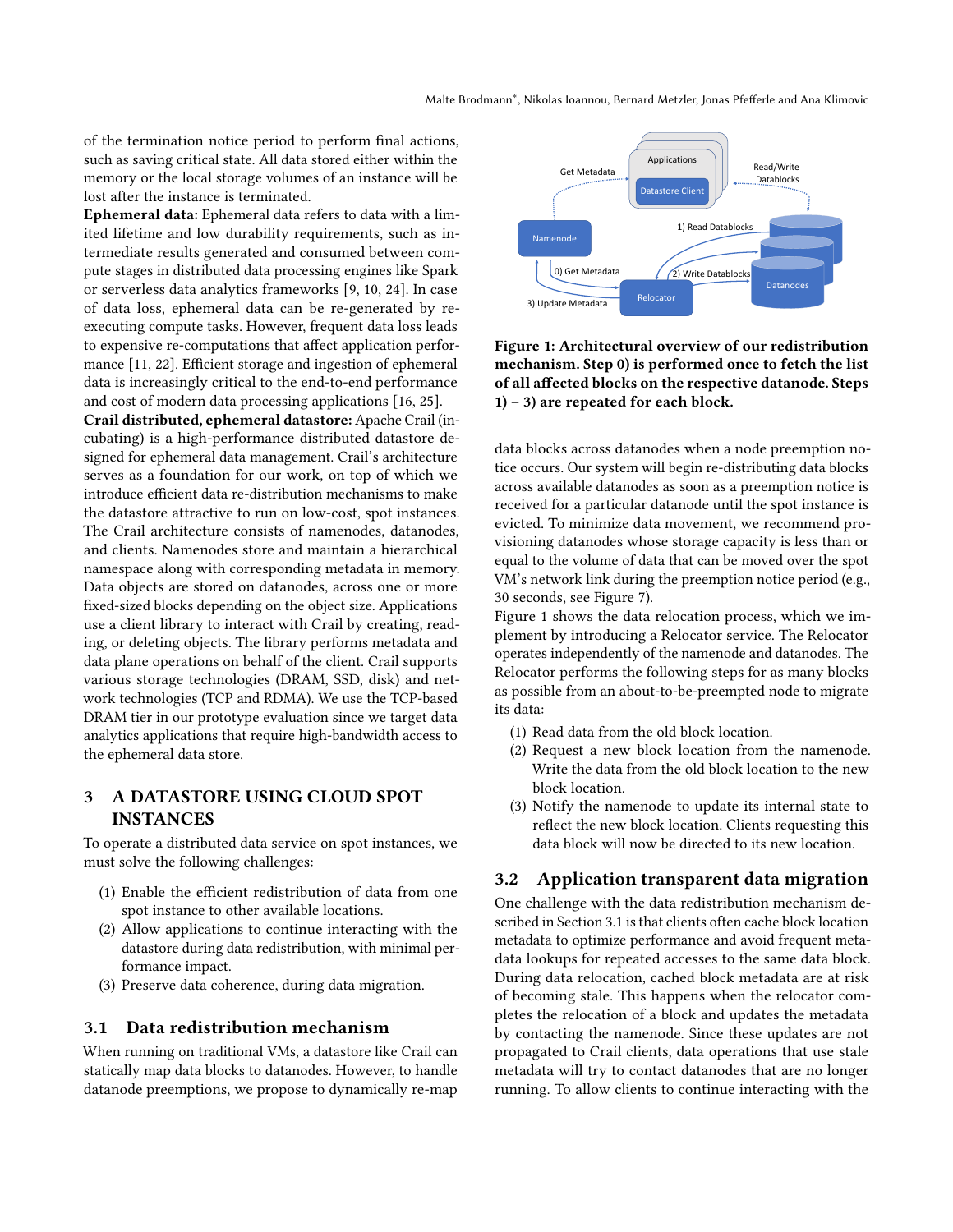of the termination notice period to perform final actions, such as saving critical state. All data stored either within the memory or the local storage volumes of an instance will be lost after the instance is terminated.

**Ephemeral data:** Ephemeral data refers to data with a limited lifetime and low durability requirements, such as intermediate results generated and consumed between compute stages in distributed data processing engines like Spark or serverless data analytics frameworks [9, 10, 24]. In case of data loss, ephemeral data can be re-generated by re-executing compute tasks. However, frequent data loss leads to expensive re-computations that affect application performance [11, 22]. Efficient storage and ingestion of ephemeral data is increasingly critical to the end-to-end performance and cost of modern data processing applications [16, 25].

**Crail distributed, ephemeral datastore:** Apache Crail (incubating) is a high-performance distributed datastore designed for ephemeral data management. Crail's architecture serves as a foundation for our work, on top of which we introduce efficient data re-distribution mechanisms to make the datastore attractive to run on low-cost, spot instances. The Crail architecture consists of namenodes, datanodes, and clients. Namenodes store and maintain a hierarchical namespace along with corresponding metadata in memory. Data objects are stored on datanodes, across one or more fixed-sized blocks depending on the object size. Applications use a client library to interact with Crail by creating, reading, or deleting objects. The library performs metadata and data plane operations on behalf of the client. Crail supports various storage technologies (DRAM, SSD, disk) and network technologies (TCP and RDMA). We use the TCP-based DRAM tier in our prototype evaluation since we target data analytics applications that require high-bandwidth access to the ephemeral data store.

## 3 A DATASTORE USING CLOUD SPOT INSTANCES

To operate a distributed data service on spot instances, we must solve the following challenges:

1. Enable the efficient redistribution of data from one spot instance to other available locations.
2. Allow applications to continue interacting with the datastore during data redistribution, with minimal performance impact.
3. Preserve data coherence, during data migration.

### 3.1 Data redistribution mechanism

When running on traditional VMs, a datastore like Crail can statically map data blocks to datanodes. However, to handle datanode preemptions, we propose to dynamically re-map data blocks across datanodes when a node preemption notice occurs. Our system will begin re-distributing data blocks across available datanodes as soon as a preemption notice is received for a particular datanode until the spot instance is evicted. To minimize data movement, we recommend provisioning datanodes whose storage capacity is less than or equal to the volume of data that can be moved over the spot VM's network link during the preemption notice period (e.g., 30 seconds, see Figure 7).

**Figure 1: Architectural overview of our redistribution mechanism. Step 0) is performed once to fetch the list of all affected blocks on the respective datanode. Steps 1) – 3) are repeated for each block.**

Figure 1 shows the data relocation process, which we implement by introducing a Relocator service. The Relocator operates independently of the namenode and datanodes. The Relocator performs the following steps for as many blocks as possible from an about-to-be-preempted node to migrate its data:

1. Read data from the old block location.
2. Request a new block location from the namenode. Write the data from the old block location to the new block location.
3. Notify the namenode to update its internal state to reflect the new block location. Clients requesting this data block will now be directed to its new location.

### 3.2 Application transparent data migration

One challenge with the data redistribution mechanism described in Section 3.1 is that clients often cache block location metadata to optimize performance and avoid frequent metadata lookups for repeated accesses to the same data block. During data relocation, cached block metadata are at risk of becoming stale. This happens when the relocator completes the relocation of a block and updates the metadata by contacting the namenode. Since these updates are not propagated to Crail clients, data operations that use stale metadata will try to contact datanodes that are no longer running. To allow clients to continue interacting with the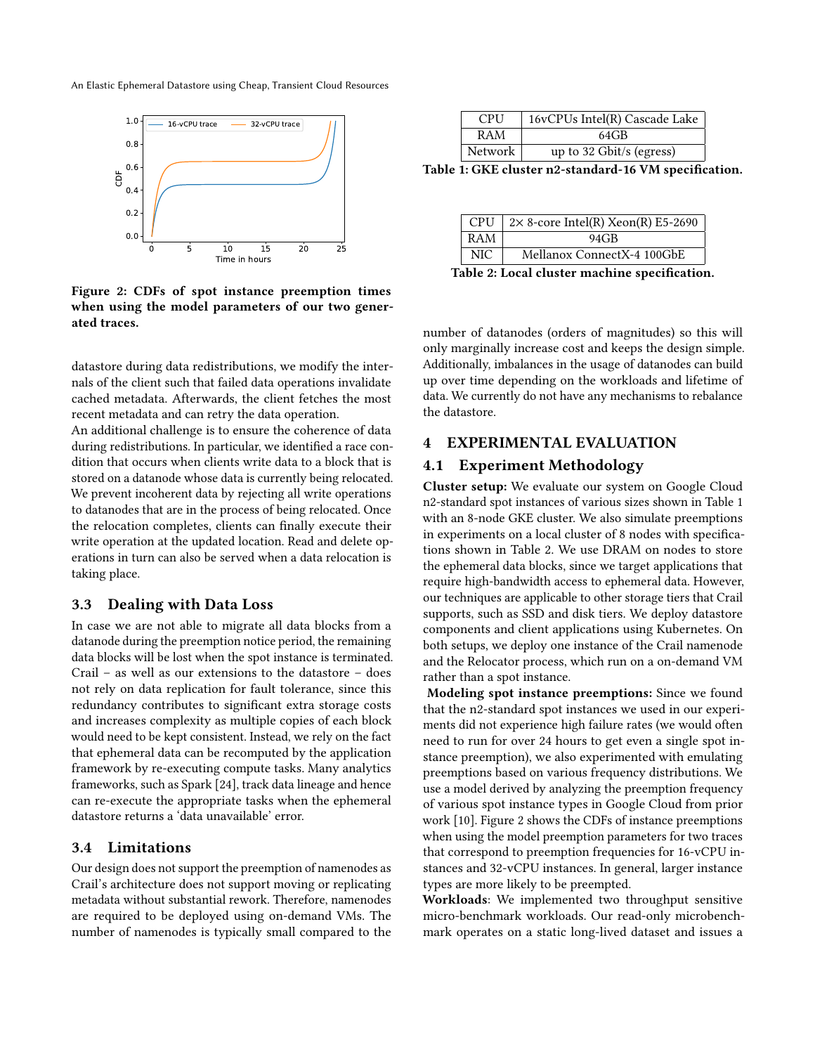Figure 2: CDFs of spot instance preemption times when using the model parameters of our two generated traces.

datastore during data redistributions, we modify the internals of the client such that failed data operations invalidate cached metadata. Afterwards, the client fetches the most recent metadata and can retry the data operation.

An additional challenge is to ensure the coherence of data during redistributions. In particular, we identified a race condition that occurs when clients write data to a block that is stored on a datanode whose data is currently being relocated. We prevent incoherent data by rejecting all write operations to datanodes that are in the process of being relocated. Once the relocation completes, clients can finally execute their write operation at the updated location. Read and delete operations in turn can also be served when a data relocation is taking place.

### 3.3 Dealing with Data Loss

In case we are not able to migrate all data blocks from a datanode during the preemption notice period, the remaining data blocks will be lost when the spot instance is terminated. Crail – as well as our extensions to the datastore – does not rely on data replication for fault tolerance, since this redundancy contributes to significant extra storage costs and increases complexity as multiple copies of each block would need to be kept consistent. Instead, we rely on the fact that ephemeral data can be recomputed by the application framework by re-executing compute tasks. Many analytics frameworks, such as Spark [24], track data lineage and hence can re-execute the appropriate tasks when the ephemeral datastore returns a 'data unavailable' error.

### 3.4 Limitations

Our design does not support the preemption of namenodes as Crail's architecture does not support moving or replicating metadata without substantial rework. Therefore, namenodes are required to be deployed using on-demand VMs. The number of namenodes is typically small compared to the number of datanodes (orders of magnitudes) so this will only marginally increase cost and keeps the design simple. Additionally, imbalances in the usage of datanodes can build up over time depending on the workloads and lifetime of data. We currently do not have any mechanisms to rebalance the datastore.

| CPU | 16vCPUs Intel(R) Cascade Lake |
|---|---|
| RAM | 64GB |
| Network | up to 32 Gbit/s (egress) |

**Table 1: GKE cluster n2-standard-16 VM specification.**

| CPU | 2× 8-core Intel(R) Xeon(R) E5-2690 |
|---|---|
| RAM | 94GB |
| NIC | Mellanox ConnectX-4 100GbE |

**Table 2: Local cluster machine specification.**

## 4 EXPERIMENTAL EVALUATION

### 4.1 Experiment Methodology

**Cluster setup:** We evaluate our system on Google Cloud n2-standard spot instances of various sizes shown in Table 1 with an 8-node GKE cluster. We also simulate preemptions in experiments on a local cluster of 8 nodes with specifications shown in Table 2. We use DRAM on nodes to store the ephemeral data blocks, since we target applications that require high-bandwidth access to ephemeral data. However, our techniques are applicable to other storage tiers that Crail supports, such as SSD and disk tiers. We deploy datastore components and client applications using Kubernetes. On both setups, we deploy one instance of the Crail namenode and the Relocator process, which run on a on-demand VM rather than a spot instance.

**Modeling spot instance preemptions:** Since we found that the n2-standard spot instances we used in our experiments did not experience high failure rates (we would often need to run for over 24 hours to get even a single spot instance preemption), we also experimented with emulating preemptions based on various frequency distributions. We use a model derived by analyzing the preemption frequency of various spot instance types in Google Cloud from prior work [10]. Figure 2 shows the CDFs of instance preemptions when using the model preemption parameters for two traces that correspond to preemption frequencies for 16-vCPU instances and 32-vCPU instances. In general, larger instance types are more likely to be preempted.

**Workloads**: We implemented two throughput sensitive micro-benchmark workloads. Our read-only microbenchmark operates on a static long-lived dataset and issues a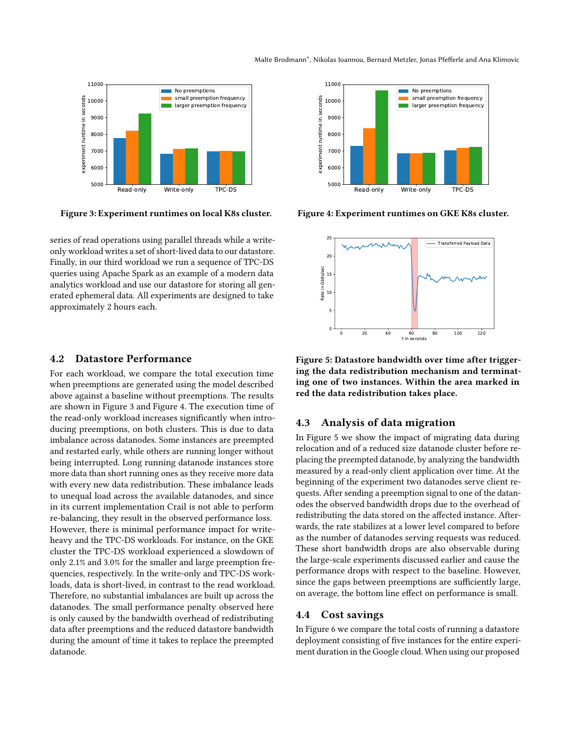Figure 3: Experiment runtimes on local K8s cluster.

Figure 4: Experiment runtimes on GKE K8s cluster.

series of read operations using parallel threads while a write-only workload writes a set of short-lived data to our datastore. Finally, in our third workload we run a sequence of TPC-DS queries using Apache Spark as an example of a modern data analytics workload and use our datastore for storing all generated ephemeral data. All experiments are designed to take approximately 2 hours each.

Figure 5: Datastore bandwidth over time after triggering the data redistribution mechanism and terminating one of two instances. Within the area marked in red the data redistribution takes place.

## 4.2 Datastore Performance

For each workload, we compare the total execution time when preemptions are generated using the model described above against a baseline without preemptions. The results are shown in Figure 3 and Figure 4. The execution time of the read-only workload increases significantly when introducing preemptions, on both clusters. This is due to data imbalance across datanodes. Some instances are preempted and restarted early, while others are running longer without being interrupted. Long running datanode instances store more data than short running ones as they receive more data with every new data redistribution. These imbalance leads to unequal load across the available datanodes, and since in its current implementation Crail is not able to perform re-balancing, they result in the observed performance loss. However, there is minimal performance impact for write-heavy and the TPC-DS workloads. For instance, on the GKE cluster the TPC-DS workload experienced a slowdown of only 2.1% and 3.0% for the smaller and large preemption frequencies, respectively. In the write-only and TPC-DS workloads, data is short-lived, in contrast to the read workload. Therefore, no substantial imbalances are built up across the datanodes. The small performance penalty observed here is only caused by the bandwidth overhead of redistributing data after preemptions and the reduced datastore bandwidth during the amount of time it takes to replace the preempted datanode.

## 4.3 Analysis of data migration

In Figure 5 we show the impact of migrating data during relocation and of a reduced size datanode cluster before replacing the preempted datanode, by analyzing the bandwidth measured by a read-only client application over time. At the beginning of the experiment two datanodes serve client requests. After sending a preemption signal to one of the datanodes the observed bandwidth drops due to the overhead of redistributing the data stored on the affected instance. Afterwards, the rate stabilizes at a lower level compared to before as the number of datanodes serving requests was reduced. These short bandwidth drops are also observable during the large-scale experiments discussed earlier and cause the performance drops with respect to the baseline. However, since the gaps between preemptions are sufficiently large, on average, the bottom line effect on performance is small.

## 4.4 Cost savings

In Figure 6 we compare the total costs of running a datastore deployment consisting of five instances for the entire experiment duration in the Google cloud. When using our proposed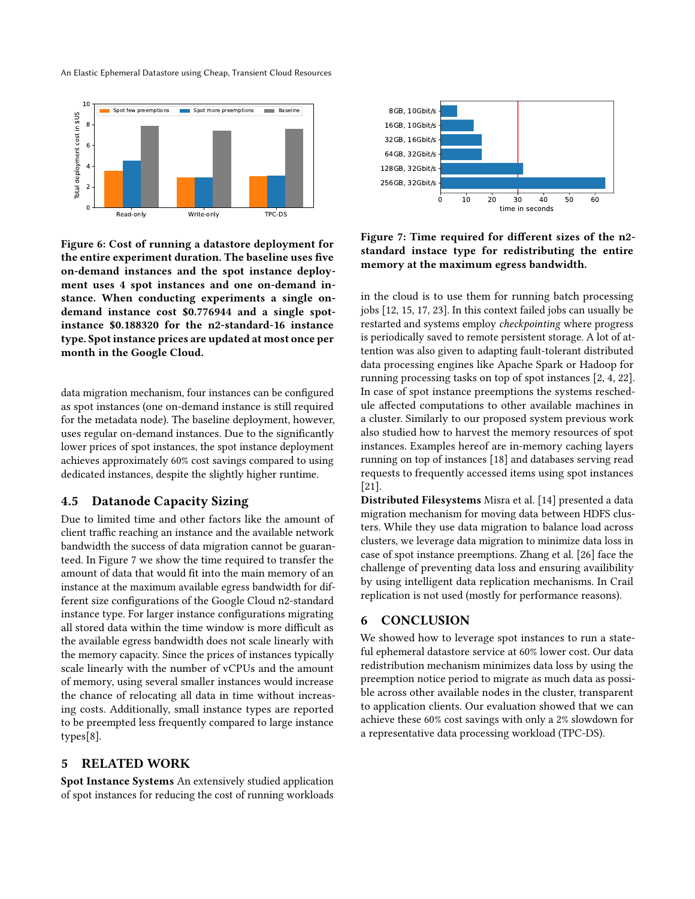Figure 6: Cost of running a datastore deployment for the entire experiment duration. The baseline uses five on-demand instances and the spot instance deployment uses 4 spot instances and one on-demand instance. When conducting experiments a single on-demand instance cost $0.776944 and a single spot-instance $0.188320 for the n2-standard-16 instance type. Spot instance prices are updated at most once per month in the Google Cloud.

data migration mechanism, four instances can be configured as spot instances (one on-demand instance is still required for the metadata node). The baseline deployment, however, uses regular on-demand instances. Due to the significantly lower prices of spot instances, the spot instance deployment achieves approximately 60% cost savings compared to using dedicated instances, despite the slightly higher runtime.

### 4.5 Datanode Capacity Sizing

Due to limited time and other factors like the amount of client traffic reaching an instance and the available network bandwidth the success of data migration cannot be guaranteed. In Figure 7 we show the time required to transfer the amount of data that would fit into the main memory of an instance at the maximum available egress bandwidth for different size configurations of the Google Cloud n2-standard instance type. For larger instance configurations migrating all stored data within the time window is more difficult as the available egress bandwidth does not scale linearly with the memory capacity. Since the prices of instances typically scale linearly with the number of vCPUs and the amount of memory, using several smaller instances would increase the chance of relocating all data in time without increasing costs. Additionally, small instance types are reported to be preempted less frequently compared to large instance types[8].

## 5 RELATED WORK

**Spot Instance Systems** An extensively studied application of spot instances for reducing the cost of running workloads

Figure 7: Time required for different sizes of the n2-standard instace type for redistributing the entire memory at the maximum egress bandwidth.

in the cloud is to use them for running batch processing jobs [12, 15, 17, 23]. In this context failed jobs can usually be restarted and systems employ *checkpointing* where progress is periodically saved to remote persistent storage. A lot of attention was also given to adapting fault-tolerant distributed data processing engines like Apache Spark or Hadoop for running processing tasks on top of spot instances [2, 4, 22]. In case of spot instance preemptions the systems reschedule affected computations to other available machines in a cluster. Similarly to our proposed system previous work also studied how to harvest the memory resources of spot instances. Examples hereof are in-memory caching layers running on top of instances [18] and databases serving read requests to frequently accessed items using spot instances [21].

**Distributed Filesystems** Misra et al. [14] presented a data migration mechanism for moving data between HDFS clusters. While they use data migration to balance load across clusters, we leverage data migration to minimize data loss in case of spot instance preemptions. Zhang et al. [26] face the challenge of preventing data loss and ensuring availibility by using intelligent data replication mechanisms. In Crail replication is not used (mostly for performance reasons).

## 6 CONCLUSION

We showed how to leverage spot instances to run a stateful ephemeral datastore service at 60% lower cost. Our data redistribution mechanism minimizes data loss by using the preemption notice period to migrate as much data as possible across other available nodes in the cluster, transparent to application clients. Our evaluation showed that we can achieve these 60% cost savings with only a 2% slowdown for a representative data processing workload (TPC-DS).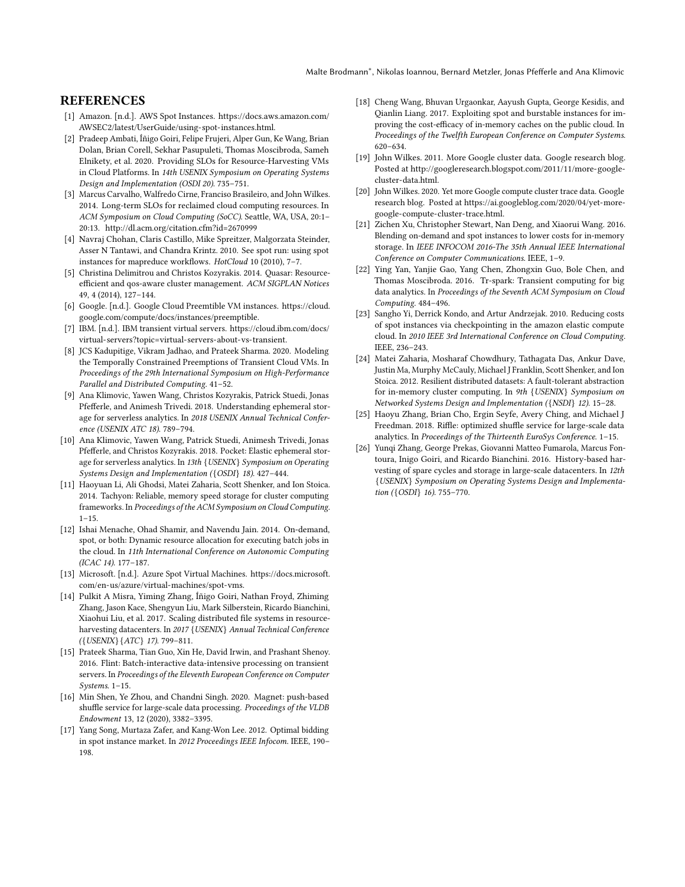## REFERENCES

[1] Amazon. [n.d.]. AWS Spot Instances. https://docs.aws.amazon.com/AWSEC2/latest/UserGuide/using-spot-instances.html.

[2] Pradeep Ambati, Íñigo Goiri, Felipe Frujeri, Alper Gun, Ke Wang, Brian Dolan, Brian Corell, Sekhar Pasupuleti, Thomas Moscibroda, Sameh Elnikety, et al. 2020. Providing SLOs for Resource-Harvesting VMs in Cloud Platforms. In *14th USENIX Symposium on Operating Systems Design and Implementation (OSDI 20)*. 735–751.

[3] Marcus Carvalho, Walfredo Cirne, Franciso Brasileiro, and John Wilkes. 2014. Long-term SLOs for reclaimed cloud computing resources. In *ACM Symposium on Cloud Computing (SoCC)*. Seattle, WA, USA, 20:1–20:13. http://dl.acm.org/citation.cfm?id=2670999

[4] Navraj Chohan, Claris Castillo, Mike Spreitzer, Malgorzata Steinder, Asser N Tantawi, and Chandra Krintz. 2010. See spot run: using spot instances for mapreduce workflows. *HotCloud* 10 (2010), 7–7.

[5] Christina Delimitrou and Christos Kozyrakis. 2014. Quasar: Resource-efficient and qos-aware cluster management. *ACM SIGPLAN Notices* 49, 4 (2014), 127–144.

[6] Google. [n.d.]. Google Cloud Preemtible VM instances. https://cloud.google.com/compute/docs/instances/preemptible.

[7] IBM. [n.d.]. IBM transient virtual servers. https://cloud.ibm.com/docs/virtual-servers?topic=virtual-servers-about-vs-transient.

[8] JCS Kadupitige, Vikram Jadhao, and Prateek Sharma. 2020. Modeling the Temporally Constrained Preemptions of Transient Cloud VMs. In *Proceedings of the 29th International Symposium on High-Performance Parallel and Distributed Computing*. 41–52.

[9] Ana Klimovic, Yawen Wang, Christos Kozyrakis, Patrick Stuedi, Jonas Pfefferle, and Animesh Trivedi. 2018. Understanding ephemeral storage for serverless analytics. In *2018 USENIX Annual Technical Conference (USENIX ATC 18)*. 789–794.

[10] Ana Klimovic, Yawen Wang, Patrick Stuedi, Animesh Trivedi, Jonas Pfefferle, and Christos Kozyrakis. 2018. Pocket: Elastic ephemeral storage for serverless analytics. In *13th {USENIX} Symposium on Operating Systems Design and Implementation ({OSDI} 18)*. 427–444.

[11] Haoyuan Li, Ali Ghodsi, Matei Zaharia, Scott Shenker, and Ion Stoica. 2014. Tachyon: Reliable, memory speed storage for cluster computing frameworks. In *Proceedings of the ACM Symposium on Cloud Computing*. 1–15.

[12] Ishai Menache, Ohad Shamir, and Navendu Jain. 2014. On-demand, spot, or both: Dynamic resource allocation for executing batch jobs in the cloud. In *11th International Conference on Autonomic Computing (ICAC 14)*. 177–187.

[13] Microsoft. [n.d.]. Azure Spot Virtual Machines. https://docs.microsoft.com/en-us/azure/virtual-machines/spot-vms.

[14] Pulkit A Misra, Yiming Zhang, Íñigo Goiri, Nathan Froyd, Zhiming Zhang, Jason Kace, Shengyun Liu, Mark Silberstein, Ricardo Bianchini, Xiaohui Liu, et al. 2017. Scaling distributed file systems in resource-harvesting datacenters. In *2017 {USENIX} Annual Technical Conference ({USENIX}{ATC} 17)*. 799–811.

[15] Prateek Sharma, Tian Guo, Xin He, David Irwin, and Prashant Shenoy. 2016. Flint: Batch-interactive data-intensive processing on transient servers. In *Proceedings of the Eleventh European Conference on Computer Systems*. 1–15.

[16] Min Shen, Ye Zhou, and Chandni Singh. 2020. Magnet: push-based shuffle service for large-scale data processing. *Proceedings of the VLDB Endowment* 13, 12 (2020), 3382–3395.

[17] Yang Song, Murtaza Zafer, and Kang-Won Lee. 2012. Optimal bidding in spot instance market. In *2012 Proceedings IEEE Infocom*. IEEE, 190–198.

[18] Cheng Wang, Bhuvan Urgaonkar, Aayush Gupta, George Kesidis, and Qianlin Liang. 2017. Exploiting spot and burstable instances for improving the cost-efficacy of in-memory caches on the public cloud. In *Proceedings of the Twelfth European Conference on Computer Systems*. 620–634.

[19] John Wilkes. 2011. More Google cluster data. Google research blog. Posted at http://googleresearch.blogspot.com/2011/11/more-google-cluster-data.html.

[20] John Wilkes. 2020. Yet more Google compute cluster trace data. Google research blog. Posted at https://ai.googleblog.com/2020/04/yet-more-google-compute-cluster-trace.html.

[21] Zichen Xu, Christopher Stewart, Nan Deng, and Xiaorui Wang. 2016. Blending on-demand and spot instances to lower costs for in-memory storage. In *IEEE INFOCOM 2016-The 35th Annual IEEE International Conference on Computer Communications*. IEEE, 1–9.

[22] Ying Yan, Yanjie Gao, Yang Chen, Zhongxin Guo, Bole Chen, and Thomas Moscibroda. 2016. Tr-spark: Transient computing for big data analytics. In *Proceedings of the Seventh ACM Symposium on Cloud Computing*. 484–496.

[23] Sangho Yi, Derrick Kondo, and Artur Andrzejak. 2010. Reducing costs of spot instances via checkpointing in the amazon elastic compute cloud. In *2010 IEEE 3rd International Conference on Cloud Computing*. IEEE, 236–243.

[24] Matei Zaharia, Mosharaf Chowdhury, Tathagata Das, Ankur Dave, Justin Ma, Murphy McCauly, Michael J Franklin, Scott Shenker, and Ion Stoica. 2012. Resilient distributed datasets: A fault-tolerant abstraction for in-memory cluster computing. In *9th {USENIX} Symposium on Networked Systems Design and Implementation ({NSDI} 12)*. 15–28.

[25] Haoyu Zhang, Brian Cho, Ergin Seyfe, Avery Ching, and Michael J Freedman. 2018. Riffle: optimized shuffle service for large-scale data analytics. In *Proceedings of the Thirteenth EuroSys Conference*. 1–15.

[26] Yunqi Zhang, George Prekas, Giovanni Matteo Fumarola, Marcus Fontoura, Inigo Goiri, and Ricardo Bianchini. 2016. History-based harvesting of spare cycles and storage in large-scale datacenters. In *12th {USENIX} Symposium on Operating Systems Design and Implementation ({OSDI} 16)*. 755–770.